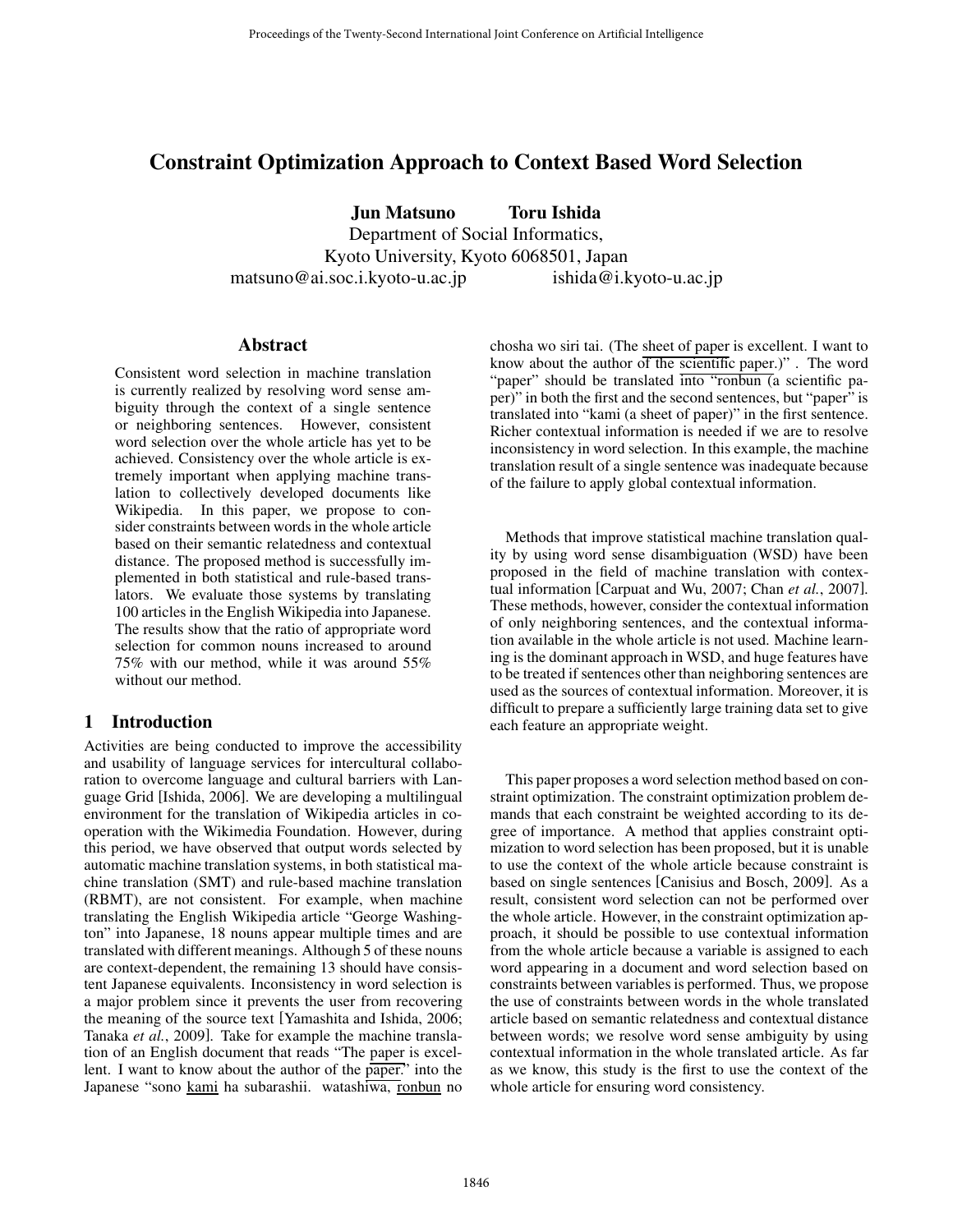# Constraint Optimization Approach to Context Based Word Selection

**Jun Matsuno** **Toru Ishida**

Department of Social Informatics,
Kyoto University, Kyoto 6068501, Japan
matsuno@ai.soc.i.kyoto-u.ac.jp ishida@i.kyoto-u.ac.jp

## Abstract

Consistent word selection in machine translation is currently realized by resolving word sense ambiguity through the context of a single sentence or neighboring sentences. However, consistent word selection over the whole article has yet to be achieved. Consistency over the whole article is extremely important when applying machine translation to collectively developed documents like Wikipedia. In this paper, we propose to consider constraints between words in the whole article based on their semantic relatedness and contextual distance. The proposed method is successfully implemented in both statistical and rule-based translators. We evaluate those systems by translating 100 articles in the English Wikipedia into Japanese. The results show that the ratio of appropriate word selection for common nouns increased to around 75% with our method, while it was around 55% without our method.

## 1 Introduction

Activities are being conducted to improve the accessibility and usability of language services for intercultural collaboration to overcome language and cultural barriers with Language Grid [Ishida, 2006]. We are developing a multilingual environment for the translation of Wikipedia articles in cooperation with the Wikimedia Foundation. However, during this period, we have observed that output words selected by automatic machine translation systems, in both statistical machine translation (SMT) and rule-based machine translation (RBMT), are not consistent. For example, when machine translating the English Wikipedia article "George Washington" into Japanese, 18 nouns appear multiple times and are translated with different meanings. Although 5 of these nouns are context-dependent, the remaining 13 should have consistent Japanese equivalents. Inconsistency in word selection is a major problem since it prevents the user from recovering the meaning of the source text [Yamashita and Ishida, 2006; Tanaka *et al.*, 2009]. Take for example the machine translation of an English document that reads "The paper is excellent. I want to know about the author of the paper." into the Japanese "sono kami ha subarashii. watashiwa, ronbun no chosha wo siri tai. (The sheet of paper is excellent. I want to know about the author of the scientific paper.)" . The word "paper" should be translated into "ronbun (a scientific paper)" in both the first and the second sentences, but "paper" is translated into "kami (a sheet of paper)" in the first sentence. Richer contextual information is needed if we are to resolve inconsistency in word selection. In this example, the machine translation result of a single sentence was inadequate because of the failure to apply global contextual information.

Methods that improve statistical machine translation quality by using word sense disambiguation (WSD) have been proposed in the field of machine translation with contextual information [Carpuat and Wu, 2007; Chan *et al.*, 2007]. These methods, however, consider the contextual information of only neighboring sentences, and the contextual information available in the whole article is not used. Machine learning is the dominant approach in WSD, and huge features have to be treated if sentences other than neighboring sentences are used as the sources of contextual information. Moreover, it is difficult to prepare a sufficiently large training data set to give each feature an appropriate weight.

This paper proposes a word selection method based on constraint optimization. The constraint optimization problem demands that each constraint be weighted according to its degree of importance. A method that applies constraint optimization to word selection has been proposed, but it is unable to use the context of the whole article because constraint is based on single sentences [Canisius and Bosch, 2009]. As a result, consistent word selection can not be performed over the whole article. However, in the constraint optimization approach, it should be possible to use contextual information from the whole article because a variable is assigned to each word appearing in a document and word selection based on constraints between variables is performed. Thus, we propose the use of constraints between words in the whole translated article based on semantic relatedness and contextual distance between words; we resolve word sense ambiguity by using contextual information in the whole translated article. As far as we know, this study is the first to use the context of the whole article for ensuring word consistency.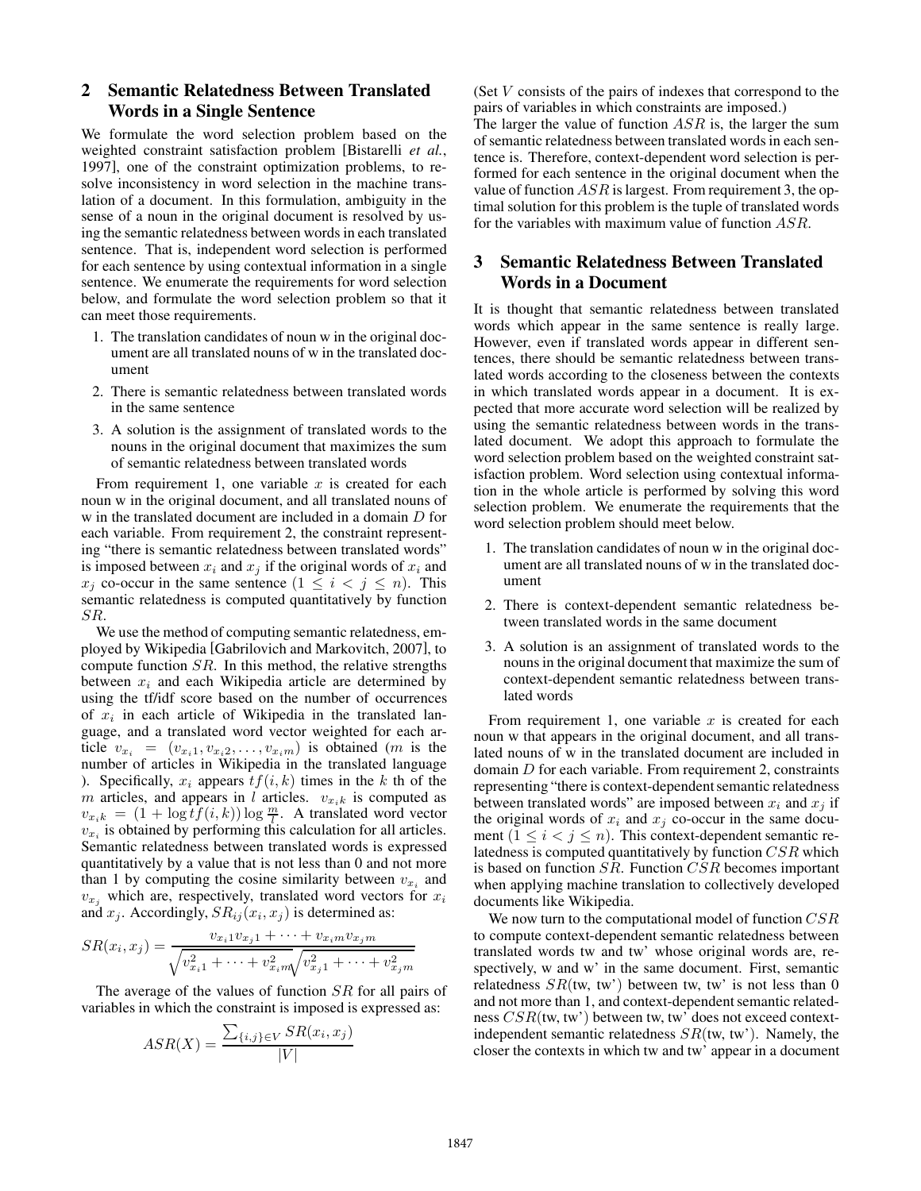## 2 Semantic Relatedness Between Translated Words in a Single Sentence

We formulate the word selection problem based on the weighted constraint satisfaction problem [Bistarelli *et al.*, 1997], one of the constraint optimization problems, to resolve inconsistency in word selection in the machine translation of a document. In this formulation, ambiguity in the sense of a noun in the original document is resolved by using the semantic relatedness between words in each translated sentence. That is, independent word selection is performed for each sentence by using contextual information in a single sentence. We enumerate the requirements for word selection below, and formulate the word selection problem so that it can meet those requirements.

1. The translation candidates of noun w in the original document are all translated nouns of w in the translated document
2. There is semantic relatedness between translated words in the same sentence
3. A solution is the assignment of translated words to the nouns in the original document that maximizes the sum of semantic relatedness between translated words

From requirement 1, one variable $x$ is created for each noun w in the original document, and all translated nouns of w in the translated document are included in a domain $D$ for each variable. From requirement 2, the constraint representing "there is semantic relatedness between translated words" is imposed between $x_i$ and $x_j$ if the original words of $x_i$ and $x_j$ co-occur in the same sentence ($1 \leq i < j \leq n$). This semantic relatedness is computed quantitatively by function $SR$.

We use the method of computing semantic relatedness, employed by Wikipedia [Gabrilovich and Markovitch, 2007], to compute function $SR$. In this method, the relative strengths between $x_i$ and each Wikipedia article are determined by using the tf/idf score based on the number of occurrences of $x_i$ in each article of Wikipedia in the translated language, and a translated word vector weighted for each article $v_{x_i} = (v_{x_i1}, v_{x_i2}, \ldots, v_{x_im})$ is obtained ($m$ is the number of articles in Wikipedia in the translated language ). Specifically, $x_i$ appears $tf(i,k)$ times in the $k$ th of the $m$ articles, and appears in $l$ articles. $v_{x_ik}$ is computed as $v_{x_ik} = (1 + \log tf(i,k)) \log \frac{m}{l}$. A translated word vector $v_{x_i}$ is obtained by performing this calculation for all articles. Semantic relatedness between translated words is expressed quantitatively by a value that is not less than 0 and not more than 1 by computing the cosine similarity between $v_{x_i}$ and $v_{x_j}$ which are, respectively, translated word vectors for $x_i$ and $x_j$. Accordingly, $SR_{ij}(x_i, x_j)$ is determined as:

$$SR(x_i, x_j) = \frac{v_{x_i1}v_{x_j1} + \cdots + v_{x_im}v_{x_jm}}{\sqrt{v_{x_i1}^2 + \cdots + v_{x_im}^2}\sqrt{v_{x_j1}^2 + \cdots + v_{x_jm}^2}}$$

The average of the values of function $SR$ for all pairs of variables in which the constraint is imposed is expressed as:

$$ASR(X) = \frac{\sum_{\{i,j\} \in V} SR(x_i, x_j)}{|V|}$$

(Set $V$ consists of the pairs of indexes that correspond to the pairs of variables in which constraints are imposed.)
The larger the value of function $ASR$ is, the larger the sum of semantic relatedness between translated words in each sentence is. Therefore, context-dependent word selection is performed for each sentence in the original document when the value of function $ASR$ is largest. From requirement 3, the optimal solution for this problem is the tuple of translated words for the variables with maximum value of function $ASR$.

## 3 Semantic Relatedness Between Translated Words in a Document

It is thought that semantic relatedness between translated words which appear in the same sentence is really large. However, even if translated words appear in different sentences, there should be semantic relatedness between translated words according to the closeness between the contexts in which translated words appear in a document. It is expected that more accurate word selection will be realized by using the semantic relatedness between words in the translated document. We adopt this approach to formulate the word selection problem based on the weighted constraint satisfaction problem. Word selection using contextual information in the whole article is performed by solving this word selection problem. We enumerate the requirements that the word selection problem should meet below.

1. The translation candidates of noun w in the original document are all translated nouns of w in the translated document
2. There is context-dependent semantic relatedness between translated words in the same document
3. A solution is an assignment of translated words to the nouns in the original document that maximize the sum of context-dependent semantic relatedness between translated words

From requirement 1, one variable $x$ is created for each noun w that appears in the original document, and all translated nouns of w in the translated document are included in domain $D$ for each variable. From requirement 2, constraints representing "there is context-dependent semantic relatedness between translated words" are imposed between $x_i$ and $x_j$ if the original words of $x_i$ and $x_j$ co-occur in the same document ($1 \leq i < j \leq n$). This context-dependent semantic relatedness is computed quantitatively by function $CSR$ which is based on function $SR$. Function $CSR$ becomes important when applying machine translation to collectively developed documents like Wikipedia.

We now turn to the computational model of function $CSR$ to compute context-dependent semantic relatedness between translated words tw and tw' whose original words are, respectively, w and w' in the same document. First, semantic relatedness $SR$(tw, tw') between tw, tw' is not less than 0 and not more than 1, and context-dependent semantic relatedness $CSR$(tw, tw') between tw, tw' does not exceed context-independent semantic relatedness $SR$(tw, tw'). Namely, the closer the contexts in which tw and tw' appear in a document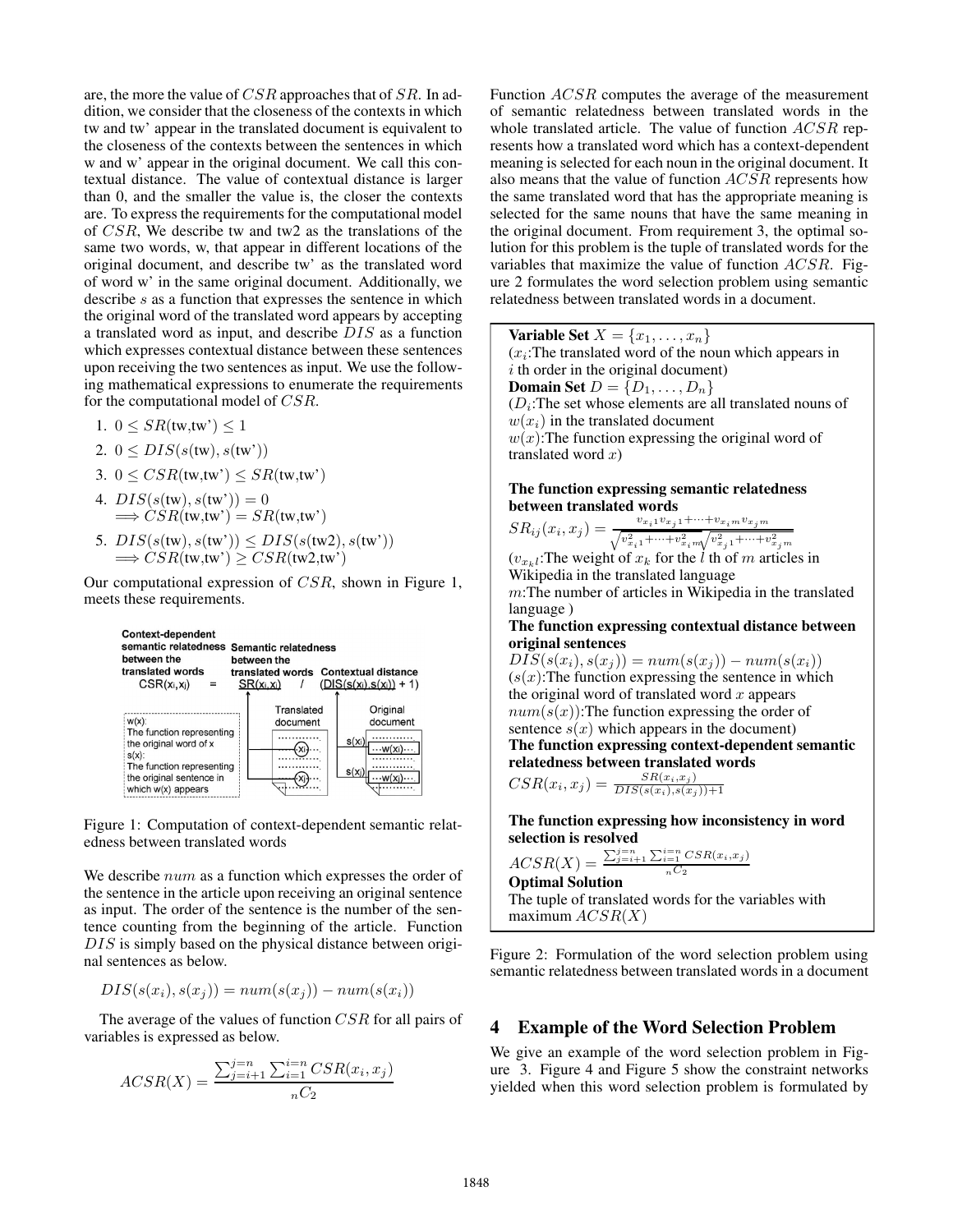are, the more the value of $CSR$ approaches that of $SR$. In addition, we consider that the closeness of the contexts in which tw and tw' appear in the translated document is equivalent to the closeness of the contexts between the sentences in which w and w' appear in the original document. We call this contextual distance. The value of contextual distance is larger than 0, and the smaller the value is, the closer the contexts are. To express the requirements for the computational model of $CSR$, We describe tw and tw2 as the translations of the same two words, w, that appear in different locations of the original document, and describe tw' as the translated word of word w' in the same original document. Additionally, we describe $s$ as a function that expresses the sentence in which the original word of the translated word appears by accepting a translated word as input, and describe $DIS$ as a function which expresses contextual distance between these sentences upon receiving the two sentences as input. We use the following mathematical expressions to enumerate the requirements for the computational model of $CSR$.

1. $0 \leq SR(\text{tw},\text{tw'}) \leq 1$
2. $0 \leq DIS(s(\text{tw}), s(\text{tw'}))$
3. $0 \leq CSR(\text{tw},\text{tw'}) \leq SR(\text{tw},\text{tw'})$
4. $DIS(s(\text{tw}), s(\text{tw'})) = 0$ $\Longrightarrow CSR(\text{tw},\text{tw'}) = SR(\text{tw},\text{tw'})$
5. $DIS(s(\text{tw}), s(\text{tw'})) \leq DIS(s(\text{tw2}), s(\text{tw'}))$ $\Longrightarrow CSR(\text{tw},\text{tw'}) \geq CSR(\text{tw2},\text{tw'})$

Our computational expression of $CSR$, shown in Figure 1, meets these requirements.

Context-dependent semantic relatedness between the translated words $CSR(x_i,x_j)$ = Semantic relatedness between the translated words $SR(x_i,x_j)$ / Contextual distance $(DIS(s(x_i),s(x_j)) + 1)$

w(x): The function representing the original word of x
s(x): The function representing the original sentence in which w(x) appears

Translated document | Original document

Figure 1: Computation of context-dependent semantic relatedness between translated words

We describe $num$ as a function which expresses the order of the sentence in the article upon receiving an original sentence as input. The order of the sentence is the number of the sentence counting from the beginning of the article. Function $DIS$ is simply based on the physical distance between original sentences as below.

$$DIS(s(x_i), s(x_j)) = num(s(x_j)) - num(s(x_i))$$

The average of the values of function $CSR$ for all pairs of variables is expressed as below.

$$ACSR(X) = \frac{\sum_{j=i+1}^{j=n} \sum_{i=1}^{i=n} CSR(x_i, x_j)}{{}_nC_2}$$

Function $ACSR$ computes the average of the measurement of semantic relatedness between translated words in the whole translated article. The value of function $ACSR$ represents how a translated word which has a context-dependent meaning is selected for each noun in the original document. It also means that the value of function $ACSR$ represents how the same translated word that has the appropriate meaning is selected for the same nouns that have the same meaning in the original document. From requirement 3, the optimal solution for this problem is the tuple of translated words for the variables that maximize the value of function $ACSR$. Figure 2 formulates the word selection problem using semantic relatedness between translated words in a document.

> **Variable Set** $X = \{x_1, \ldots, x_n\}$
> ($x_i$:The translated word of the noun which appears in $i$ th order in the original document)
> **Domain Set** $D = \{D_1, \ldots, D_n\}$
> ($D_i$:The set whose elements are all translated nouns of $w(x_i)$ in the translated document
> $w(x)$:The function expressing the original word of translated word $x$)
>
> **The function expressing semantic relatedness between translated words**
> $SR_{ij}(x_i, x_j) = \frac{v_{x_i 1} v_{x_j 1} + \cdots + v_{x_i m} v_{x_j m}}{\sqrt{v_{x_i 1}^2 + \cdots + v_{x_i m}^2} \sqrt{v_{x_j 1}^2 + \cdots + v_{x_j m}^2}}$
> ($v_{x_k l}$:The weight of $x_k$ for the $l$ th of $m$ articles in Wikipedia in the translated language
> $m$:The number of articles in Wikipedia in the translated language )
> **The function expressing contextual distance between original sentences**
> $DIS(s(x_i), s(x_j)) = num(s(x_j)) - num(s(x_i))$
> ($s(x)$:The function expressing the sentence in which the original word of translated word $x$ appears
> $num(s(x))$:The function expressing the order of sentence $s(x)$ which appears in the document)
> **The function expressing context-dependent semantic relatedness between translated words**
> $CSR(x_i, x_j) = \frac{SR(x_i, x_j)}{DIS(s(x_i), s(x_j)) + 1}$
>
> **The function expressing how inconsistency in word selection is resolved**
> $ACSR(X) = \frac{\sum_{j=i+1}^{j=n} \sum_{i=1}^{i=n} CSR(x_i, x_j)}{{}_nC_2}$
> **Optimal Solution**
> The tuple of translated words for the variables with maximum $ACSR(X)$

Figure 2: Formulation of the word selection problem using semantic relatedness between translated words in a document

## 4 Example of the Word Selection Problem

We give an example of the word selection problem in Figure 3. Figure 4 and Figure 5 show the constraint networks yielded when this word selection problem is formulated by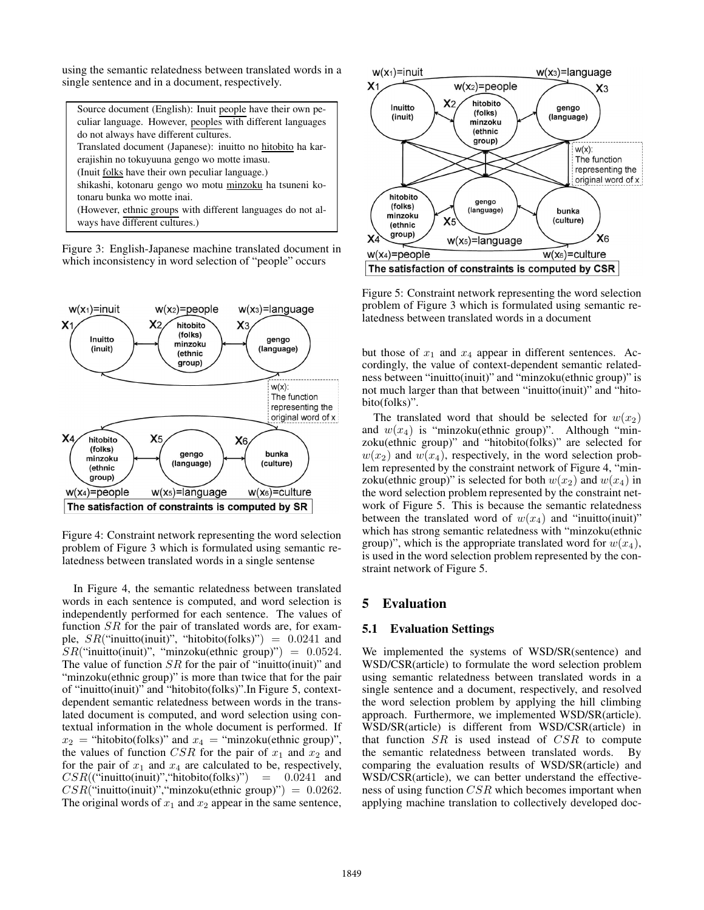using the semantic relatedness between translated words in a single sentence and in a document, respectively.

Source document (English): Inuit people have their own peculiar language. However, peoples with different languages do not always have different cultures.
Translated document (Japanese): inuitto no hitobito ha karerajishin no tokuyuuna gengo wo motte imasu.
(Inuit folks have their own peculiar language.)
shikashi, kotonaru gengo wo motu minzoku ha tsuneni kotonaru bunka wo motte inai.
(However, ethnic groups with different languages do not always have different cultures.)

Figure 3: English-Japanese machine translated document in which inconsistency in word selection of "people" occurs

Figure 4: Constraint network representing the word selection problem of Figure 3 which is formulated using semantic relatedness between translated words in a single sentense

In Figure 4, the semantic relatedness between translated words in each sentence is computed, and word selection is independently performed for each sentence. The values of function $SR$ for the pair of translated words are, for example, $SR$("inuitto(inuit)", "hitobito(folks)") $= 0.0241$ and $SR$("inuitto(inuit)", "minzoku(ethnic group)") $= 0.0524$. The value of function $SR$ for the pair of "inuitto(inuit)" and "minzoku(ethnic group)" is more than twice that for the pair of "inuitto(inuit)" and "hitobito(folks)".In Figure 5, context-dependent semantic relatedness between words in the translated document is computed, and word selection using contextual information in the whole document is performed. If $x_2$ = "hitobito(folks)" and $x_4$ = "minzoku(ethnic group)", the values of function $CSR$ for the pair of $x_1$ and $x_2$ and for the pair of $x_1$ and $x_4$ are calculated to be, respectively, $CSR$(("inuitto(inuit)","hitobito(folks)") $= 0.0241$ and $CSR$("inuitto(inuit)","minzoku(ethnic group)") $= 0.0262$. The original words of $x_1$ and $x_2$ appear in the same sentence,

Figure 5: Constraint network representing the word selection problem of Figure 3 which is formulated using semantic relatedness between translated words in a document

but those of $x_1$ and $x_4$ appear in different sentences. Accordingly, the value of context-dependent semantic relatedness between "inuitto(inuit)" and "minzoku(ethnic group)" is not much larger than that between "inuitto(inuit)" and "hitobito(folks)".

The translated word that should be selected for $w(x_2)$ and $w(x_4)$ is "minzoku(ethnic group)". Although "minzoku(ethnic group)" and "hitobito(folks)" are selected for $w(x_2)$ and $w(x_4)$, respectively, in the word selection problem represented by the constraint network of Figure 4, "minzoku(ethnic group)" is selected for both $w(x_2)$ and $w(x_4)$ in the word selection problem represented by the constraint network of Figure 5. This is because the semantic relatedness between the translated word of $w(x_4)$ and "inuitto(inuit)" which has strong semantic relatedness with "minzoku(ethnic group)", which is the appropriate translated word for $w(x_4)$, is used in the word selection problem represented by the constraint network of Figure 5.

## 5 Evaluation

### 5.1 Evaluation Settings

We implemented the systems of WSD/SR(sentence) and WSD/CSR(article) to formulate the word selection problem using semantic relatedness between translated words in a single sentence and a document, respectively, and resolved the word selection problem by applying the hill climbing approach. Furthermore, we implemented WSD/SR(article). WSD/SR(article) is different from WSD/CSR(article) in that function $SR$ is used instead of $CSR$ to compute the semantic relatedness between translated words. By comparing the evaluation results of WSD/SR(article) and WSD/CSR(article), we can better understand the effectiveness of using function $CSR$ which becomes important when applying machine translation to collectively developed doc-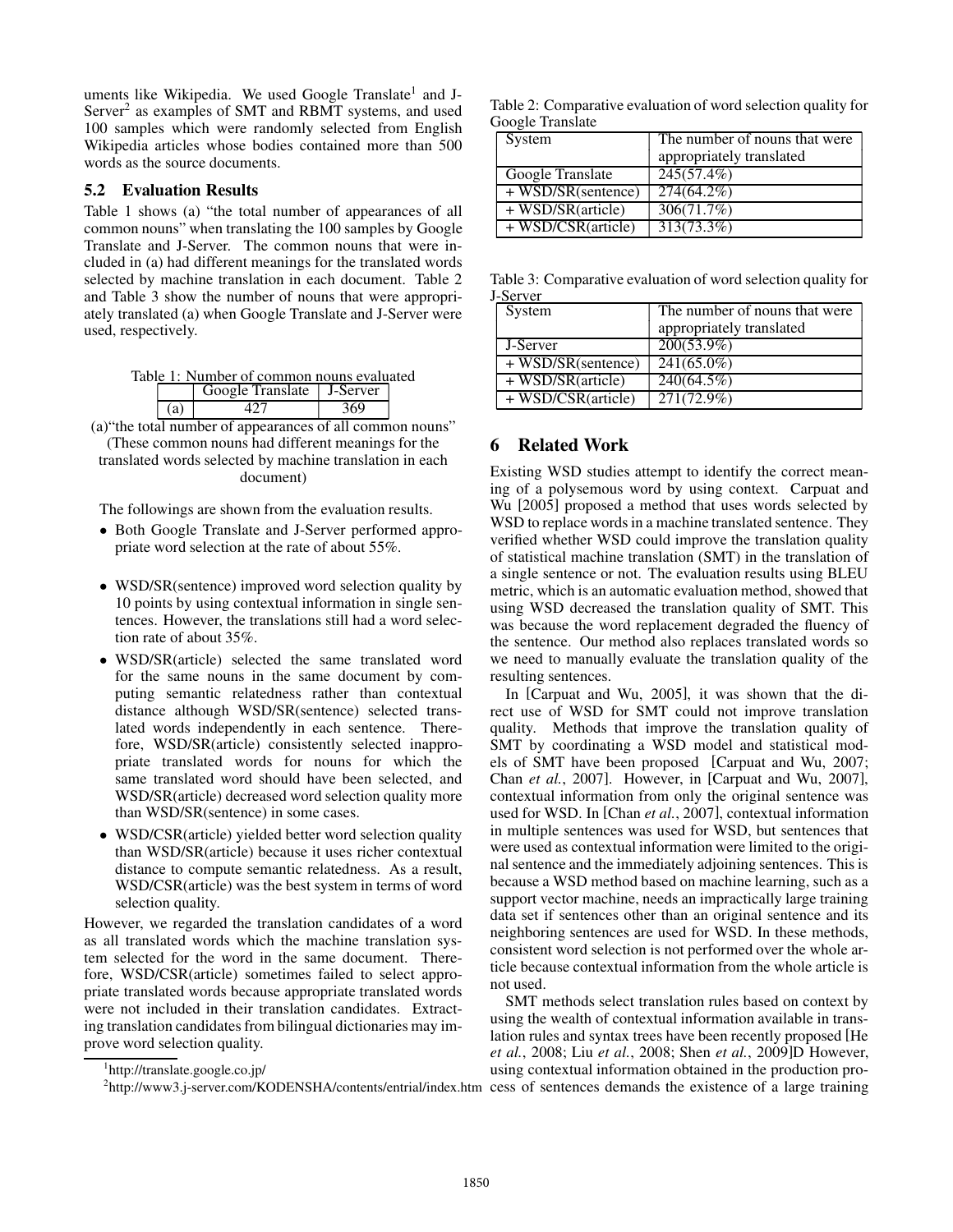uments like Wikipedia. We used Google Translate[1] and J-Server[2] as examples of SMT and RBMT systems, and used 100 samples which were randomly selected from English Wikipedia articles whose bodies contained more than 500 words as the source documents.

## 5.2 Evaluation Results

Table 1 shows (a) "the total number of appearances of all common nouns" when translating the 100 samples by Google Translate and J-Server. The common nouns that were included in (a) had different meanings for the translated words selected by machine translation in each document. Table 2 and Table 3 show the number of nouns that were appropriately translated (a) when Google Translate and J-Server were used, respectively.

Table 1: Number of common nouns evaluated

| | Google Translate | J-Server |
|---|---|---|
| (a) | 427 | 369 |

(a)"the total number of appearances of all common nouns" (These common nouns had different meanings for the translated words selected by machine translation in each document)

The followings are shown from the evaluation results.

- Both Google Translate and J-Server performed appropriate word selection at the rate of about 55%.
- WSD/SR(sentence) improved word selection quality by 10 points by using contextual information in single sentences. However, the translations still had a word selection rate of about 35%.
- WSD/SR(article) selected the same translated word for the same nouns in the same document by computing semantic relatedness rather than contextual distance although WSD/SR(sentence) selected translated words independently in each sentence. Therefore, WSD/SR(article) consistently selected inappropriate translated words for nouns for which the same translated word should have been selected, and WSD/SR(article) decreased word selection quality more than WSD/SR(sentence) in some cases.
- WSD/CSR(article) yielded better word selection quality than WSD/SR(article) because it uses richer contextual distance to compute semantic relatedness. As a result, WSD/CSR(article) was the best system in terms of word selection quality.

However, we regarded the translation candidates of a word as all translated words which the machine translation system selected for the word in the same document. Therefore, WSD/CSR(article) sometimes failed to select appropriate translated words because appropriate translated words were not included in their translation candidates. Extracting translation candidates from bilingual dictionaries may improve word selection quality.

[1]http://translate.google.co.jp/

[2]http://www3.j-server.com/KODENSHA/contents/entrial/index.htm

Table 2: Comparative evaluation of word selection quality for Google Translate

| System | The number of nouns that were appropriately translated |
|---|---|
| Google Translate | 245(57.4%) |
| + WSD/SR(sentence) | 274(64.2%) |
| + WSD/SR(article) | 306(71.7%) |
| + WSD/CSR(article) | 313(73.3%) |

Table 3: Comparative evaluation of word selection quality for J-Server

| System | The number of nouns that were appropriately translated |
|---|---|
| J-Server | 200(53.9%) |
| + WSD/SR(sentence) | 241(65.0%) |
| + WSD/SR(article) | 240(64.5%) |
| + WSD/CSR(article) | 271(72.9%) |

# 6 Related Work

Existing WSD studies attempt to identify the correct meaning of a polysemous word by using context. Carpuat and Wu [2005] proposed a method that uses words selected by WSD to replace words in a machine translated sentence. They verified whether WSD could improve the translation quality of statistical machine translation (SMT) in the translation of a single sentence or not. The evaluation results using BLEU metric, which is an automatic evaluation method, showed that using WSD decreased the translation quality of SMT. This was because the word replacement degraded the fluency of the sentence. Our method also replaces translated words so we need to manually evaluate the translation quality of the resulting sentences.

In [Carpuat and Wu, 2005], it was shown that the direct use of WSD for SMT could not improve translation quality. Methods that improve the translation quality of SMT by coordinating a WSD model and statistical models of SMT have been proposed [Carpuat and Wu, 2007; Chan *et al.*, 2007]. However, in [Carpuat and Wu, 2007], contextual information from only the original sentence was used for WSD. In [Chan *et al.*, 2007], contextual information in multiple sentences was used for WSD, but sentences that were used as contextual information were limited to the original sentence and the immediately adjoining sentences. This is because a WSD method based on machine learning, such as a support vector machine, needs an impractically large training data set if sentences other than an original sentence and its neighboring sentences are used for WSD. In these methods, consistent word selection is not performed over the whole article because contextual information from the whole article is not used.

SMT methods select translation rules based on context by using the wealth of contextual information available in translation rules and syntax trees have been recently proposed [He *et al.*, 2008; Liu *et al.*, 2008; Shen *et al.*, 2009]D However, using contextual information obtained in the production process of sentences demands the existence of a large training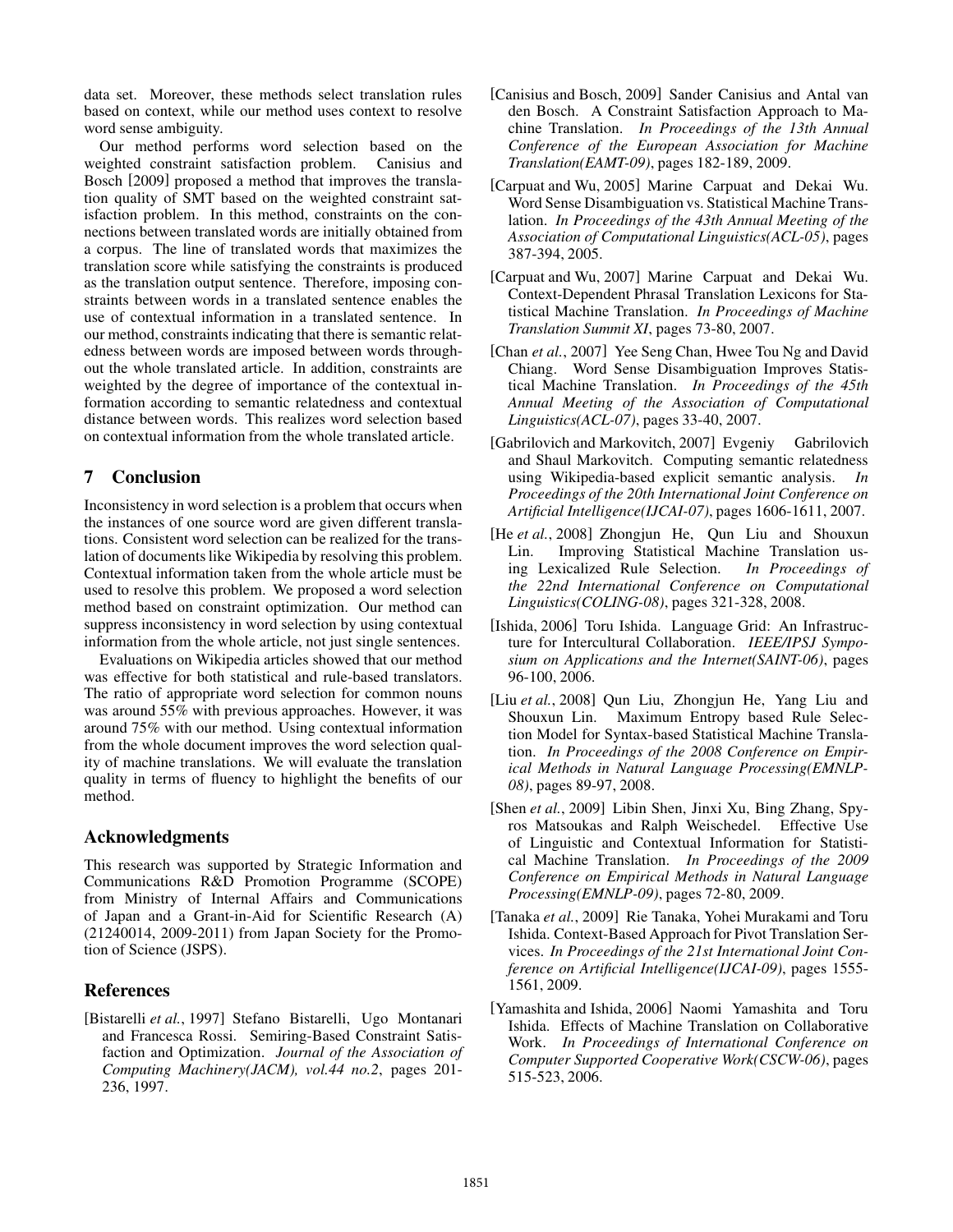data set. Moreover, these methods select translation rules based on context, while our method uses context to resolve word sense ambiguity.

Our method performs word selection based on the weighted constraint satisfaction problem. Canisius and Bosch [2009] proposed a method that improves the translation quality of SMT based on the weighted constraint satisfaction problem. In this method, constraints on the connections between translated words are initially obtained from a corpus. The line of translated words that maximizes the translation score while satisfying the constraints is produced as the translation output sentence. Therefore, imposing constraints between words in a translated sentence enables the use of contextual information in a translated sentence. In our method, constraints indicating that there is semantic relatedness between words are imposed between words throughout the whole translated article. In addition, constraints are weighted by the degree of importance of the contextual information according to semantic relatedness and contextual distance between words. This realizes word selection based on contextual information from the whole translated article.

## 7 Conclusion

Inconsistency in word selection is a problem that occurs when the instances of one source word are given different translations. Consistent word selection can be realized for the translation of documents like Wikipedia by resolving this problem. Contextual information taken from the whole article must be used to resolve this problem. We proposed a word selection method based on constraint optimization. Our method can suppress inconsistency in word selection by using contextual information from the whole article, not just single sentences.

Evaluations on Wikipedia articles showed that our method was effective for both statistical and rule-based translators. The ratio of appropriate word selection for common nouns was around 55% with previous approaches. However, it was around 75% with our method. Using contextual information from the whole document improves the word selection quality of machine translations. We will evaluate the translation quality in terms of fluency to highlight the benefits of our method.

## Acknowledgments

This research was supported by Strategic Information and Communications R&D Promotion Programme (SCOPE) from Ministry of Internal Affairs and Communications of Japan and a Grant-in-Aid for Scientific Research (A) (21240014, 2009-2011) from Japan Society for the Promotion of Science (JSPS).

## References

[Bistarelli *et al.*, 1997] Stefano Bistarelli, Ugo Montanari and Francesca Rossi. Semiring-Based Constraint Satisfaction and Optimization. *Journal of the Association of Computing Machinery(JACM), vol.44 no.2*, pages 201-236, 1997.

[Canisius and Bosch, 2009] Sander Canisius and Antal van den Bosch. A Constraint Satisfaction Approach to Machine Translation. *In Proceedings of the 13th Annual Conference of the European Association for Machine Translation(EAMT-09)*, pages 182-189, 2009.

[Carpuat and Wu, 2005] Marine Carpuat and Dekai Wu. Word Sense Disambiguation vs. Statistical Machine Translation. *In Proceedings of the 43th Annual Meeting of the Association of Computational Linguistics(ACL-05)*, pages 387-394, 2005.

[Carpuat and Wu, 2007] Marine Carpuat and Dekai Wu. Context-Dependent Phrasal Translation Lexicons for Statistical Machine Translation. *In Proceedings of Machine Translation Summit XI*, pages 73-80, 2007.

[Chan *et al.*, 2007] Yee Seng Chan, Hwee Tou Ng and David Chiang. Word Sense Disambiguation Improves Statistical Machine Translation. *In Proceedings of the 45th Annual Meeting of the Association of Computational Linguistics(ACL-07)*, pages 33-40, 2007.

[Gabrilovich and Markovitch, 2007] Evgeniy Gabrilovich and Shaul Markovitch. Computing semantic relatedness using Wikipedia-based explicit semantic analysis. *In Proceedings of the 20th International Joint Conference on Artificial Intelligence(IJCAI-07)*, pages 1606-1611, 2007.

[He *et al.*, 2008] Zhongjun He, Qun Liu and Shouxun Lin. Improving Statistical Machine Translation using Lexicalized Rule Selection. *In Proceedings of the 22nd International Conference on Computational Linguistics(COLING-08)*, pages 321-328, 2008.

[Ishida, 2006] Toru Ishida. Language Grid: An Infrastructure for Intercultural Collaboration. *IEEE/IPSJ Symposium on Applications and the Internet(SAINT-06)*, pages 96-100, 2006.

[Liu *et al.*, 2008] Qun Liu, Zhongjun He, Yang Liu and Shouxun Lin. Maximum Entropy based Rule Selection Model for Syntax-based Statistical Machine Translation. *In Proceedings of the 2008 Conference on Empirical Methods in Natural Language Processing(EMNLP-08)*, pages 89-97, 2008.

[Shen *et al.*, 2009] Libin Shen, Jinxi Xu, Bing Zhang, Spyros Matsoukas and Ralph Weischedel. Effective Use of Linguistic and Contextual Information for Statistical Machine Translation. *In Proceedings of the 2009 Conference on Empirical Methods in Natural Language Processing(EMNLP-09)*, pages 72-80, 2009.

[Tanaka *et al.*, 2009] Rie Tanaka, Yohei Murakami and Toru Ishida. Context-Based Approach for Pivot Translation Services. *In Proceedings of the 21st International Joint Conference on Artificial Intelligence(IJCAI-09)*, pages 1555-1561, 2009.

[Yamashita and Ishida, 2006] Naomi Yamashita and Toru Ishida. Effects of Machine Translation on Collaborative Work. *In Proceedings of International Conference on Computer Supported Cooperative Work(CSCW-06)*, pages 515-523, 2006.